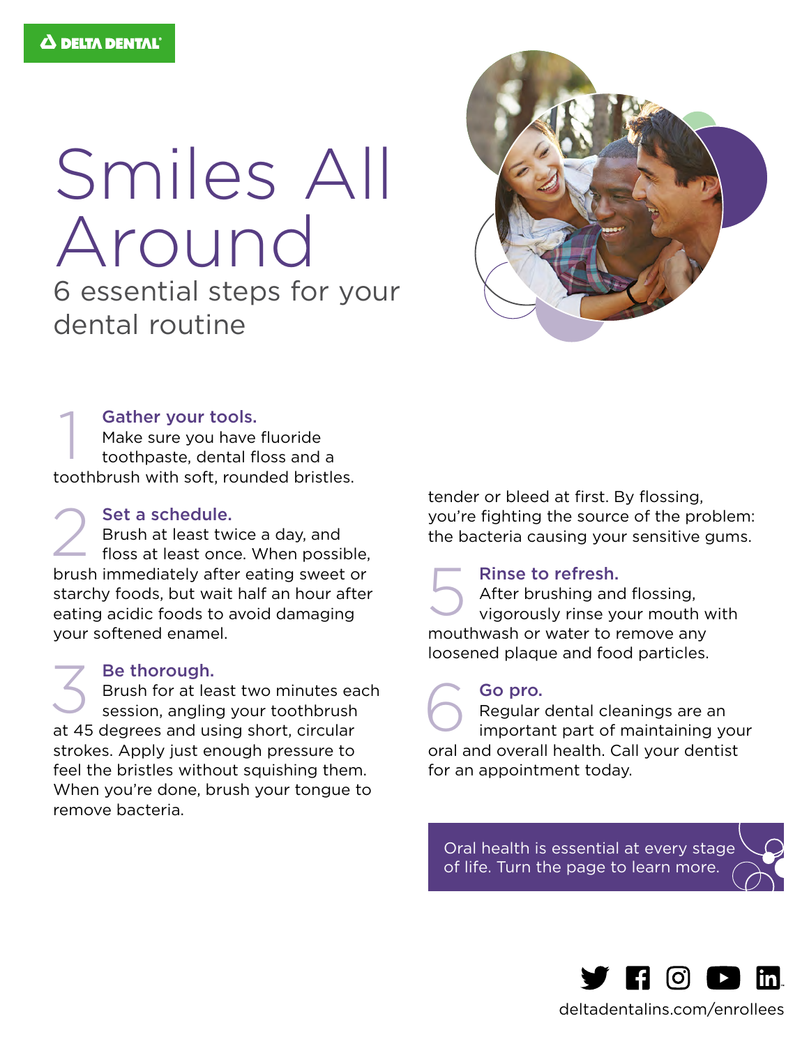DELTA DENTAL

# Smiles All Around

## 6 essential steps for your dental routine

1 **Gather your tools.**
Make sure you have fluoride toothpaste, dental floss and a toothbrush with soft, rounded bristles.

2 **Set a schedule.**
Brush at least twice a day, and floss at least once. When possible, brush immediately after eating sweet or starchy foods, but wait half an hour after eating acidic foods to avoid damaging your softened enamel.

3 **Be thorough.**
Brush for at least two minutes each session, angling your toothbrush at 45 degrees and using short, circular strokes. Apply just enough pressure to feel the bristles without squishing them. When you're done, brush your tongue to remove bacteria.

tender or bleed at first. By flossing, you're fighting the source of the problem: the bacteria causing your sensitive gums.

5 **Rinse to refresh.**
After brushing and flossing, vigorously rinse your mouth with mouthwash or water to remove any loosened plaque and food particles.

6 **Go pro.**
Regular dental cleanings are an important part of maintaining your oral and overall health. Call your dentist for an appointment today.

Oral health is essential at every stage of life. Turn the page to learn more.

deltadentalins.com/enrollees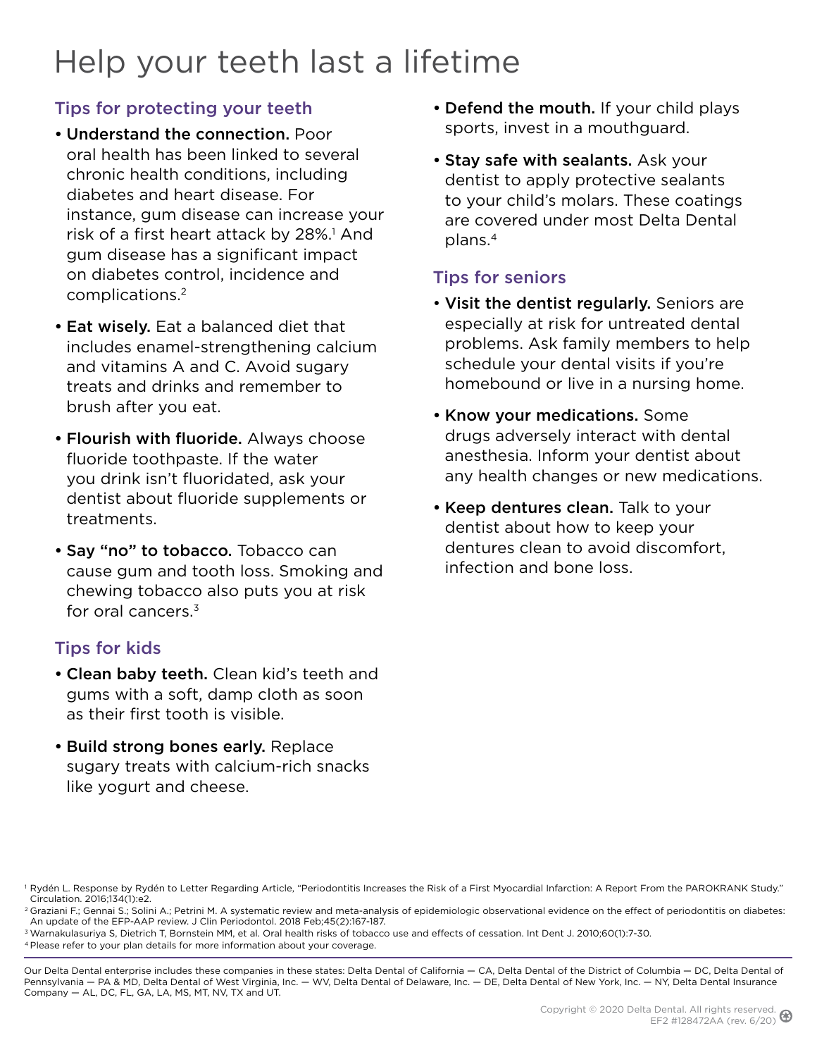# Help your teeth last a lifetime

## Tips for protecting your teeth

- **Understand the connection.** Poor oral health has been linked to several chronic health conditions, including diabetes and heart disease. For instance, gum disease can increase your risk of a first heart attack by 28%.[1] And gum disease has a significant impact on diabetes control, incidence and complications.[2]
- **Eat wisely.** Eat a balanced diet that includes enamel-strengthening calcium and vitamins A and C. Avoid sugary treats and drinks and remember to brush after you eat.
- **Flourish with fluoride.** Always choose fluoride toothpaste. If the water you drink isn't fluoridated, ask your dentist about fluoride supplements or treatments.
- **Say "no" to tobacco.** Tobacco can cause gum and tooth loss. Smoking and chewing tobacco also puts you at risk for oral cancers.[3]

## Tips for kids

- **Clean baby teeth.** Clean kid's teeth and gums with a soft, damp cloth as soon as their first tooth is visible.
- **Build strong bones early.** Replace sugary treats with calcium-rich snacks like yogurt and cheese.
- **Defend the mouth.** If your child plays sports, invest in a mouthguard.
- **Stay safe with sealants.** Ask your dentist to apply protective sealants to your child's molars. These coatings are covered under most Delta Dental plans.[4]

## Tips for seniors

- **Visit the dentist regularly.** Seniors are especially at risk for untreated dental problems. Ask family members to help schedule your dental visits if you're homebound or live in a nursing home.
- **Know your medications.** Some drugs adversely interact with dental anesthesia. Inform your dentist about any health changes or new medications.
- **Keep dentures clean.** Talk to your dentist about how to keep your dentures clean to avoid discomfort, infection and bone loss.

---

[1] Rydén L. Response by Rydén to Letter Regarding Article, "Periodontitis Increases the Risk of a First Myocardial Infarction: A Report From the PAROKRANK Study." Circulation. 2016;134(1):e2.

[2] Graziani F.; Gennai S.; Solini A.; Petrini M. A systematic review and meta-analysis of epidemiologic observational evidence on the effect of periodontitis on diabetes: An update of the EFP-AAP review. J Clin Periodontol. 2018 Feb;45(2):167-187.

[3] Warnakulasuriya S, Dietrich T, Bornstein MM, et al. Oral health risks of tobacco use and effects of cessation. Int Dent J. 2010;60(1):7-30.

[4] Please refer to your plan details for more information about your coverage.

Our Delta Dental enterprise includes these companies in these states: Delta Dental of California — CA, Delta Dental of the District of Columbia — DC, Delta Dental of Pennsylvania — PA & MD, Delta Dental of West Virginia, Inc. — WV, Delta Dental of Delaware, Inc. — DE, Delta Dental of New York, Inc. — NY, Delta Dental Insurance Company — AL, DC, FL, GA, LA, MS, MT, NV, TX and UT.

Copyright © 2020 Delta Dental. All rights reserved.
EF2 #128472AA (rev. 6/20)